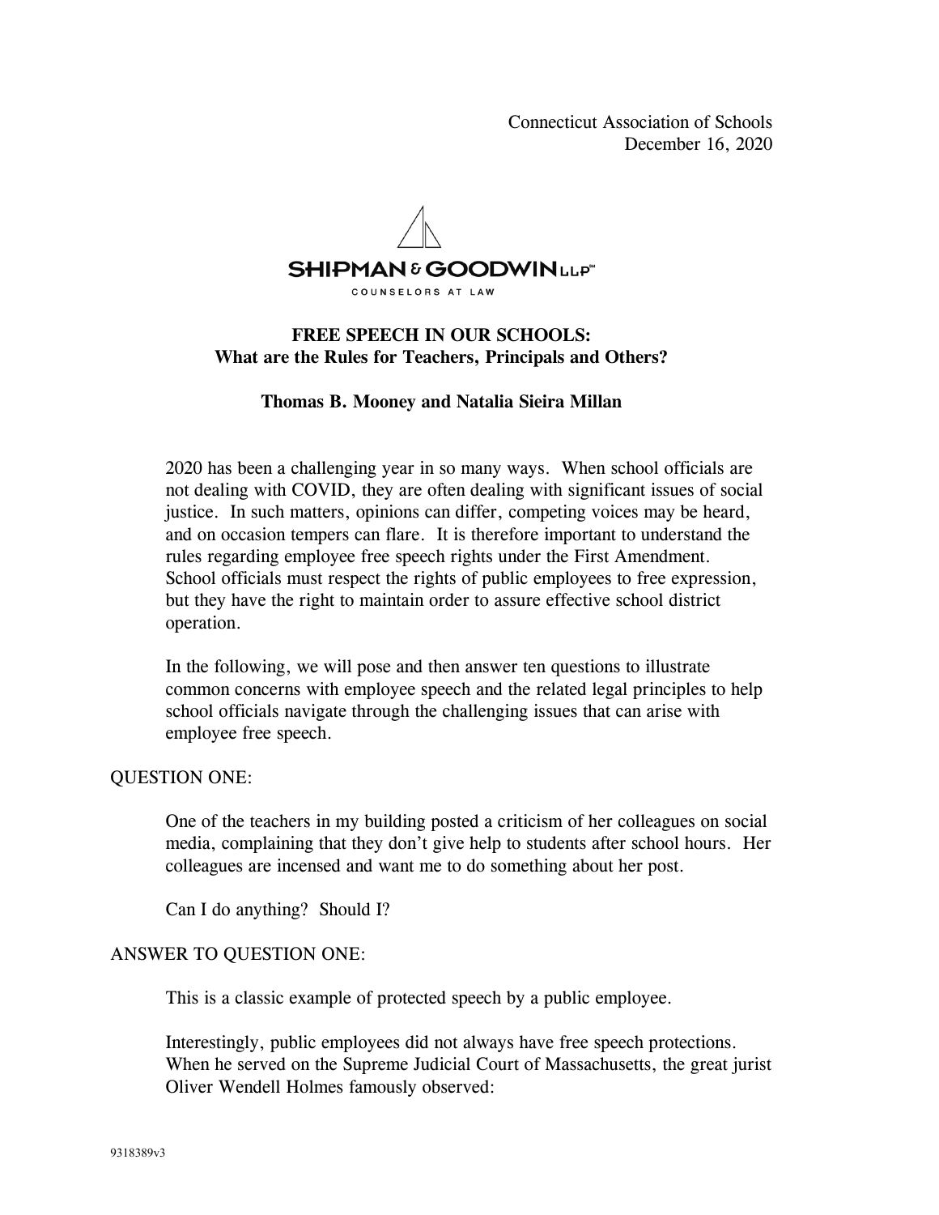Connecticut Association of Schools
December 16, 2020

SHIPMAN & GOODWIN LLP™
COUNSELORS AT LAW

# FREE SPEECH IN OUR SCHOOLS: What are the Rules for Teachers, Principals and Others?

**Thomas B. Mooney and Natalia Sieira Millan**

2020 has been a challenging year in so many ways. When school officials are not dealing with COVID, they are often dealing with significant issues of social justice. In such matters, opinions can differ, competing voices may be heard, and on occasion tempers can flare. It is therefore important to understand the rules regarding employee free speech rights under the First Amendment. School officials must respect the rights of public employees to free expression, but they have the right to maintain order to assure effective school district operation.

In the following, we will pose and then answer ten questions to illustrate common concerns with employee speech and the related legal principles to help school officials navigate through the challenging issues that can arise with employee free speech.

QUESTION ONE:

One of the teachers in my building posted a criticism of her colleagues on social media, complaining that they don't give help to students after school hours. Her colleagues are incensed and want me to do something about her post.

Can I do anything? Should I?

ANSWER TO QUESTION ONE:

This is a classic example of protected speech by a public employee.

Interestingly, public employees did not always have free speech protections. When he served on the Supreme Judicial Court of Massachusetts, the great jurist Oliver Wendell Holmes famously observed: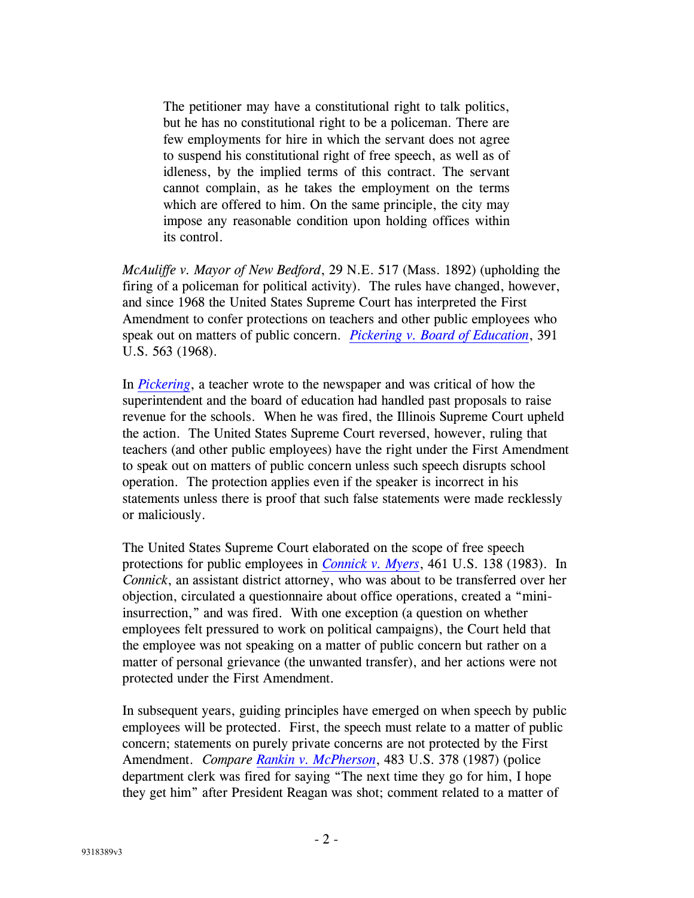> The petitioner may have a constitutional right to talk politics, but he has no constitutional right to be a policeman. There are few employments for hire in which the servant does not agree to suspend his constitutional right of free speech, as well as of idleness, by the implied terms of this contract. The servant cannot complain, as he takes the employment on the terms which are offered to him. On the same principle, the city may impose any reasonable condition upon holding offices within its control.

*McAuliffe v. Mayor of New Bedford*, 29 N.E. 517 (Mass. 1892) (upholding the firing of a policeman for political activity). The rules have changed, however, and since 1968 the United States Supreme Court has interpreted the First Amendment to confer protections on teachers and other public employees who speak out on matters of public concern. *Pickering v. Board of Education*, 391 U.S. 563 (1968).

In *Pickering*, a teacher wrote to the newspaper and was critical of how the superintendent and the board of education had handled past proposals to raise revenue for the schools. When he was fired, the Illinois Supreme Court upheld the action. The United States Supreme Court reversed, however, ruling that teachers (and other public employees) have the right under the First Amendment to speak out on matters of public concern unless such speech disrupts school operation. The protection applies even if the speaker is incorrect in his statements unless there is proof that such false statements were made recklessly or maliciously.

The United States Supreme Court elaborated on the scope of free speech protections for public employees in *Connick v. Myers*, 461 U.S. 138 (1983). In *Connick*, an assistant district attorney, who was about to be transferred over her objection, circulated a questionnaire about office operations, created a "mini-insurrection," and was fired. With one exception (a question on whether employees felt pressured to work on political campaigns), the Court held that the employee was not speaking on a matter of public concern but rather on a matter of personal grievance (the unwanted transfer), and her actions were not protected under the First Amendment.

In subsequent years, guiding principles have emerged on when speech by public employees will be protected. First, the speech must relate to a matter of public concern; statements on purely private concerns are not protected by the First Amendment. *Compare* *Rankin v. McPherson*, 483 U.S. 378 (1987) (police department clerk was fired for saying "The next time they go for him, I hope they get him" after President Reagan was shot; comment related to a matter of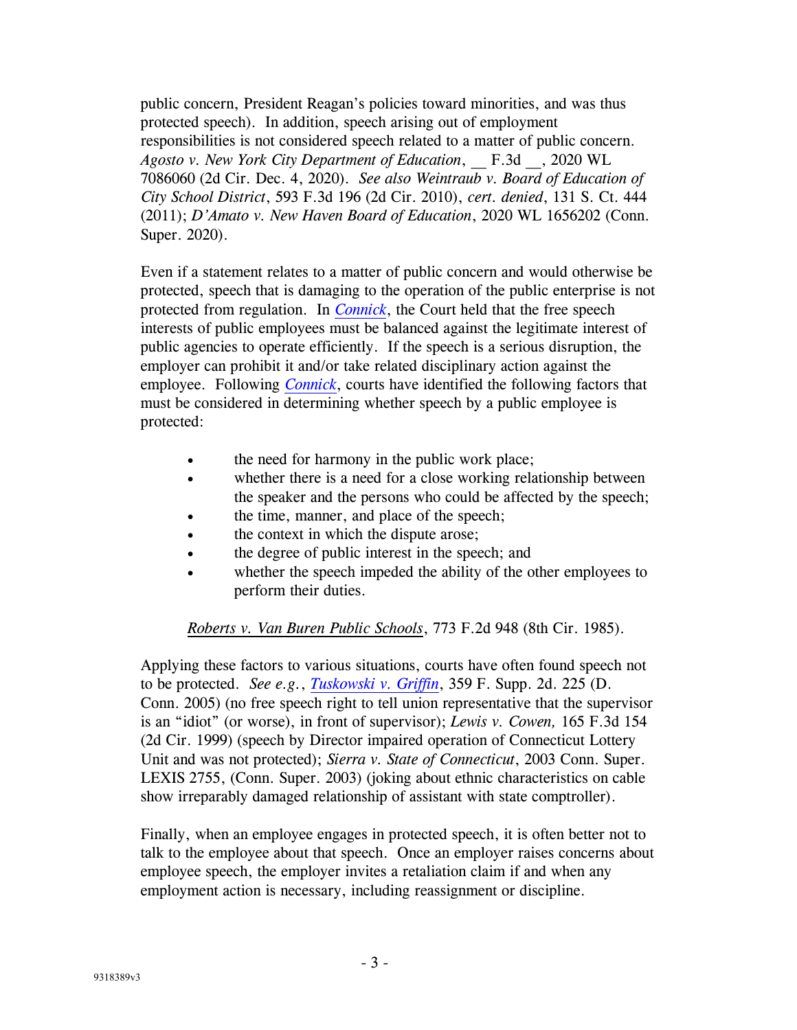public concern, President Reagan's policies toward minorities, and was thus protected speech). In addition, speech arising out of employment responsibilities is not considered speech related to a matter of public concern. *Agosto v. New York City Department of Education*, __ F.3d __, 2020 WL 7086060 (2d Cir. Dec. 4, 2020). *See also Weintraub v. Board of Education of City School District*, 593 F.3d 196 (2d Cir. 2010), *cert. denied*, 131 S. Ct. 444 (2011); *D'Amato v. New Haven Board of Education*, 2020 WL 1656202 (Conn. Super. 2020).

Even if a statement relates to a matter of public concern and would otherwise be protected, speech that is damaging to the operation of the public enterprise is not protected from regulation. In *Connick*, the Court held that the free speech interests of public employees must be balanced against the legitimate interest of public agencies to operate efficiently. If the speech is a serious disruption, the employer can prohibit it and/or take related disciplinary action against the employee. Following *Connick*, courts have identified the following factors that must be considered in determining whether speech by a public employee is protected:

- the need for harmony in the public work place;
- whether there is a need for a close working relationship between the speaker and the persons who could be affected by the speech;
- the time, manner, and place of the speech;
- the context in which the dispute arose;
- the degree of public interest in the speech; and
- whether the speech impeded the ability of the other employees to perform their duties.

*Roberts v. Van Buren Public Schools*, 773 F.2d 948 (8th Cir. 1985).

Applying these factors to various situations, courts have often found speech not to be protected. *See e.g.*, *Tuskowski v. Griffin*, 359 F. Supp. 2d. 225 (D. Conn. 2005) (no free speech right to tell union representative that the supervisor is an "idiot" (or worse), in front of supervisor); *Lewis v. Cowen,* 165 F.3d 154 (2d Cir. 1999) (speech by Director impaired operation of Connecticut Lottery Unit and was not protected); *Sierra v. State of Connecticut*, 2003 Conn. Super. LEXIS 2755, (Conn. Super. 2003) (joking about ethnic characteristics on cable show irreparably damaged relationship of assistant with state comptroller).

Finally, when an employee engages in protected speech, it is often better not to talk to the employee about that speech. Once an employer raises concerns about employee speech, the employer invites a retaliation claim if and when any employment action is necessary, including reassignment or discipline.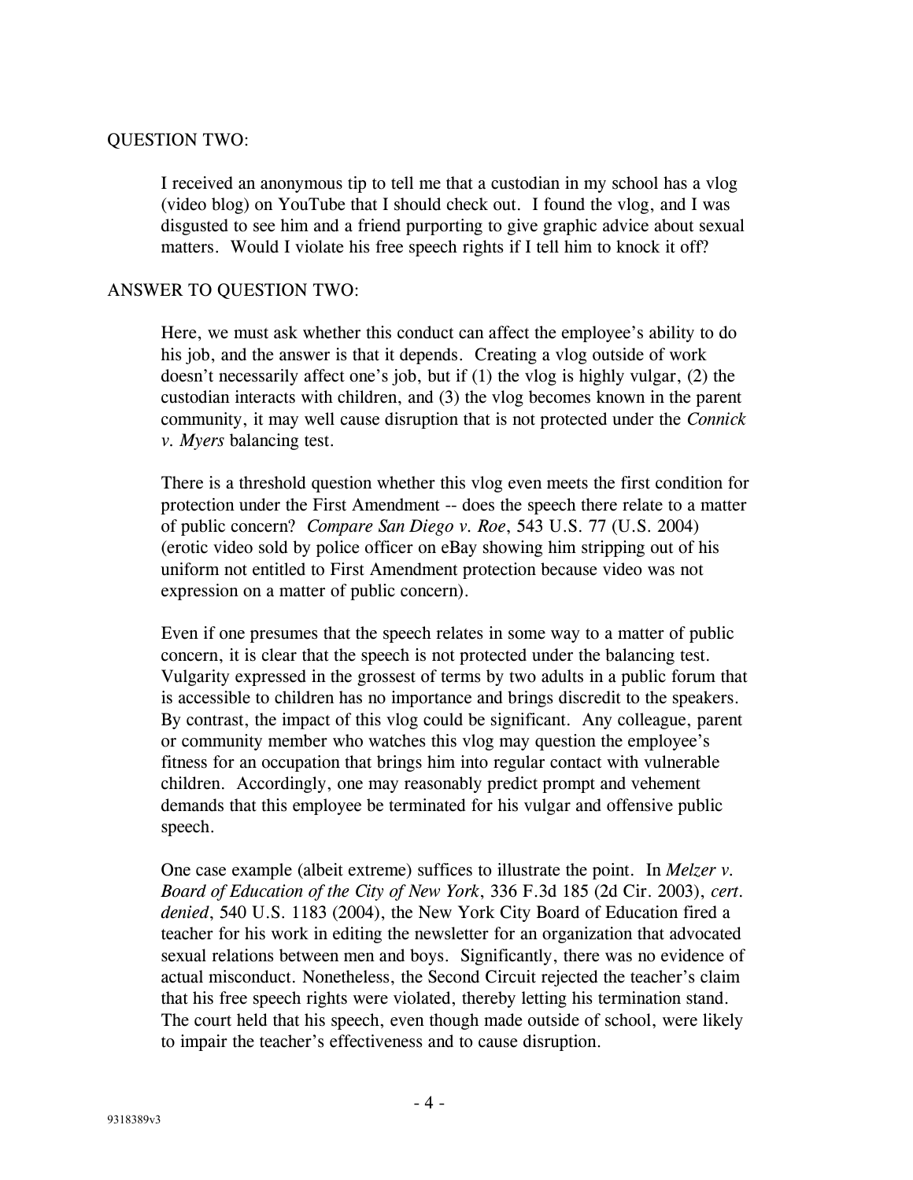QUESTION TWO:

I received an anonymous tip to tell me that a custodian in my school has a vlog (video blog) on YouTube that I should check out. I found the vlog, and I was disgusted to see him and a friend purporting to give graphic advice about sexual matters. Would I violate his free speech rights if I tell him to knock it off?

ANSWER TO QUESTION TWO:

Here, we must ask whether this conduct can affect the employee's ability to do his job, and the answer is that it depends. Creating a vlog outside of work doesn't necessarily affect one's job, but if (1) the vlog is highly vulgar, (2) the custodian interacts with children, and (3) the vlog becomes known in the parent community, it may well cause disruption that is not protected under the *Connick v. Myers* balancing test.

There is a threshold question whether this vlog even meets the first condition for protection under the First Amendment -- does the speech there relate to a matter of public concern? *Compare San Diego v. Roe*, 543 U.S. 77 (U.S. 2004) (erotic video sold by police officer on eBay showing him stripping out of his uniform not entitled to First Amendment protection because video was not expression on a matter of public concern).

Even if one presumes that the speech relates in some way to a matter of public concern, it is clear that the speech is not protected under the balancing test. Vulgarity expressed in the grossest of terms by two adults in a public forum that is accessible to children has no importance and brings discredit to the speakers. By contrast, the impact of this vlog could be significant. Any colleague, parent or community member who watches this vlog may question the employee's fitness for an occupation that brings him into regular contact with vulnerable children. Accordingly, one may reasonably predict prompt and vehement demands that this employee be terminated for his vulgar and offensive public speech.

One case example (albeit extreme) suffices to illustrate the point. In *Melzer v. Board of Education of the City of New York*, 336 F.3d 185 (2d Cir. 2003), *cert. denied*, 540 U.S. 1183 (2004), the New York City Board of Education fired a teacher for his work in editing the newsletter for an organization that advocated sexual relations between men and boys. Significantly, there was no evidence of actual misconduct. Nonetheless, the Second Circuit rejected the teacher's claim that his free speech rights were violated, thereby letting his termination stand. The court held that his speech, even though made outside of school, were likely to impair the teacher's effectiveness and to cause disruption.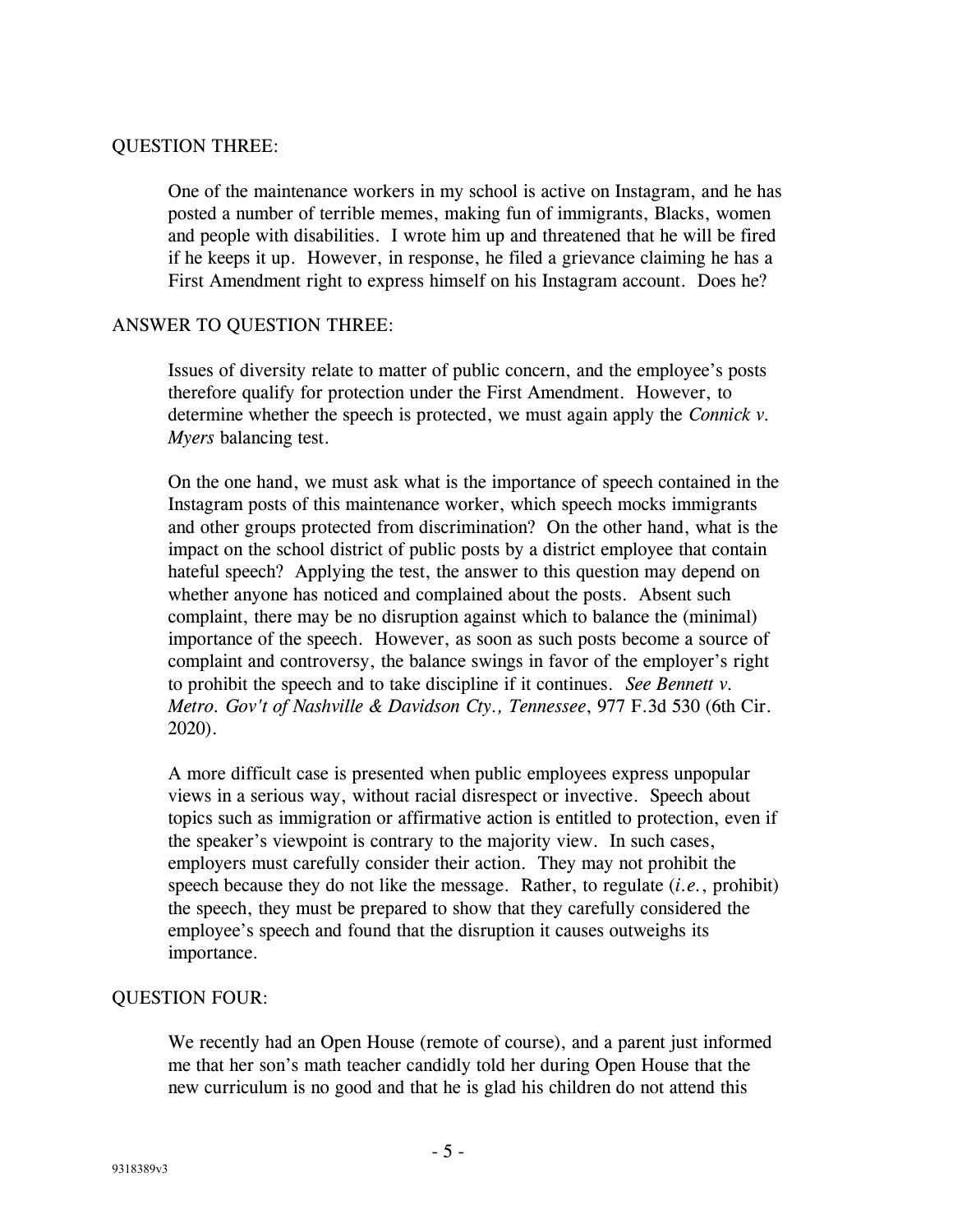QUESTION THREE:

One of the maintenance workers in my school is active on Instagram, and he has posted a number of terrible memes, making fun of immigrants, Blacks, women and people with disabilities. I wrote him up and threatened that he will be fired if he keeps it up. However, in response, he filed a grievance claiming he has a First Amendment right to express himself on his Instagram account. Does he?

ANSWER TO QUESTION THREE:

Issues of diversity relate to matter of public concern, and the employee's posts therefore qualify for protection under the First Amendment. However, to determine whether the speech is protected, we must again apply the *Connick v. Myers* balancing test.

On the one hand, we must ask what is the importance of speech contained in the Instagram posts of this maintenance worker, which speech mocks immigrants and other groups protected from discrimination? On the other hand, what is the impact on the school district of public posts by a district employee that contain hateful speech? Applying the test, the answer to this question may depend on whether anyone has noticed and complained about the posts. Absent such complaint, there may be no disruption against which to balance the (minimal) importance of the speech. However, as soon as such posts become a source of complaint and controversy, the balance swings in favor of the employer's right to prohibit the speech and to take discipline if it continues. *See Bennett v. Metro. Gov't of Nashville & Davidson Cty., Tennessee*, 977 F.3d 530 (6th Cir. 2020).

A more difficult case is presented when public employees express unpopular views in a serious way, without racial disrespect or invective. Speech about topics such as immigration or affirmative action is entitled to protection, even if the speaker's viewpoint is contrary to the majority view. In such cases, employers must carefully consider their action. They may not prohibit the speech because they do not like the message. Rather, to regulate (*i.e.*, prohibit) the speech, they must be prepared to show that they carefully considered the employee's speech and found that the disruption it causes outweighs its importance.

QUESTION FOUR:

We recently had an Open House (remote of course), and a parent just informed me that her son's math teacher candidly told her during Open House that the new curriculum is no good and that he is glad his children do not attend this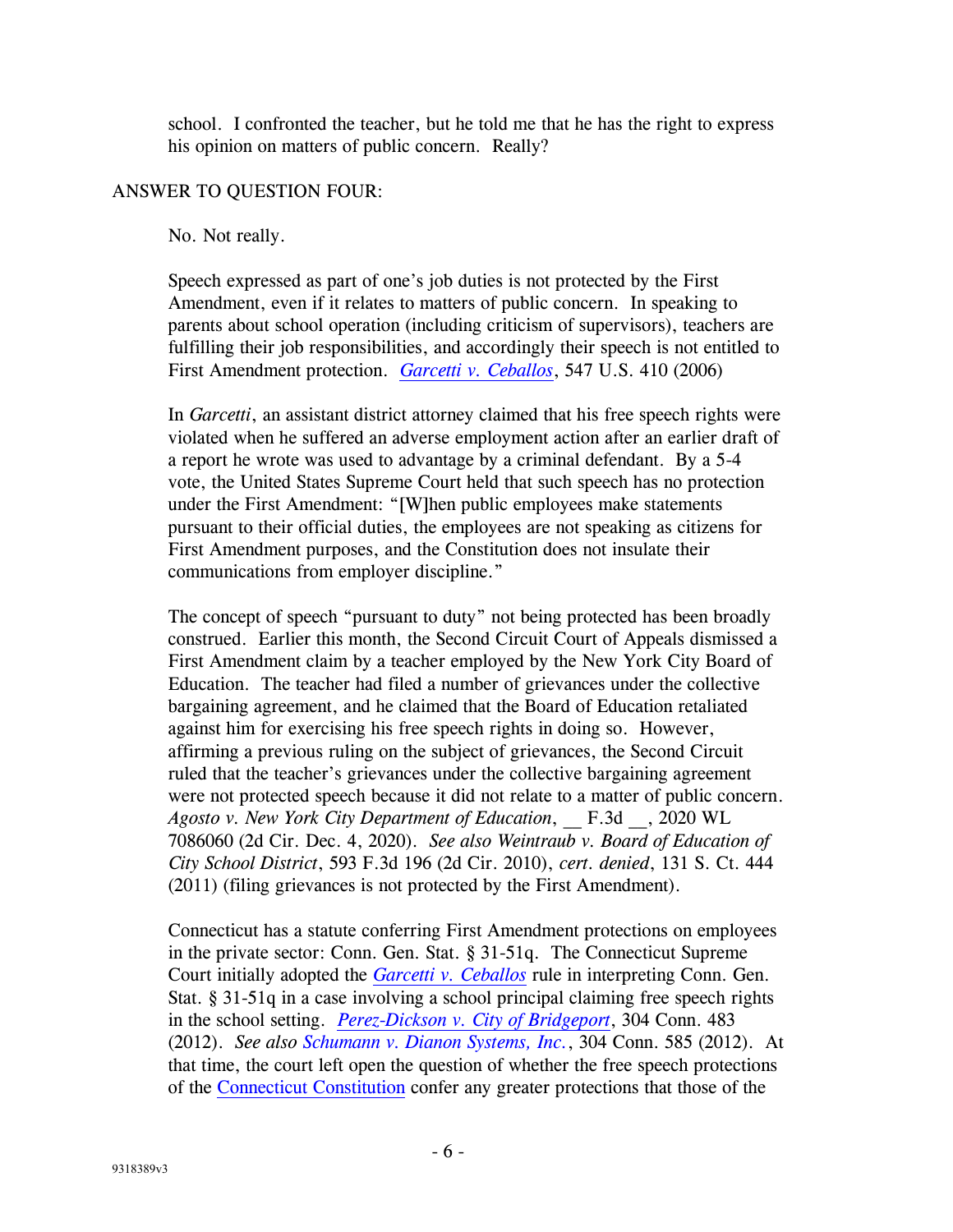school. I confronted the teacher, but he told me that he has the right to express his opinion on matters of public concern. Really?

ANSWER TO QUESTION FOUR:

No. Not really.

Speech expressed as part of one's job duties is not protected by the First Amendment, even if it relates to matters of public concern. In speaking to parents about school operation (including criticism of supervisors), teachers are fulfilling their job responsibilities, and accordingly their speech is not entitled to First Amendment protection. *Garcetti v. Ceballos*, 547 U.S. 410 (2006)

In *Garcetti*, an assistant district attorney claimed that his free speech rights were violated when he suffered an adverse employment action after an earlier draft of a report he wrote was used to advantage by a criminal defendant. By a 5-4 vote, the United States Supreme Court held that such speech has no protection under the First Amendment: "[W]hen public employees make statements pursuant to their official duties, the employees are not speaking as citizens for First Amendment purposes, and the Constitution does not insulate their communications from employer discipline."

The concept of speech "pursuant to duty" not being protected has been broadly construed. Earlier this month, the Second Circuit Court of Appeals dismissed a First Amendment claim by a teacher employed by the New York City Board of Education. The teacher had filed a number of grievances under the collective bargaining agreement, and he claimed that the Board of Education retaliated against him for exercising his free speech rights in doing so. However, affirming a previous ruling on the subject of grievances, the Second Circuit ruled that the teacher's grievances under the collective bargaining agreement were not protected speech because it did not relate to a matter of public concern. *Agosto v. New York City Department of Education*, __ F.3d __, 2020 WL 7086060 (2d Cir. Dec. 4, 2020). *See also Weintraub v. Board of Education of City School District*, 593 F.3d 196 (2d Cir. 2010), *cert. denied*, 131 S. Ct. 444 (2011) (filing grievances is not protected by the First Amendment).

Connecticut has a statute conferring First Amendment protections on employees in the private sector: Conn. Gen. Stat. § 31-51q. The Connecticut Supreme Court initially adopted the *Garcetti v. Ceballos* rule in interpreting Conn. Gen. Stat. § 31-51q in a case involving a school principal claiming free speech rights in the school setting. *Perez-Dickson v. City of Bridgeport*, 304 Conn. 483 (2012). *See also Schumann v. Dianon Systems, Inc.*, 304 Conn. 585 (2012). At that time, the court left open the question of whether the free speech protections of the Connecticut Constitution confer any greater protections that those of the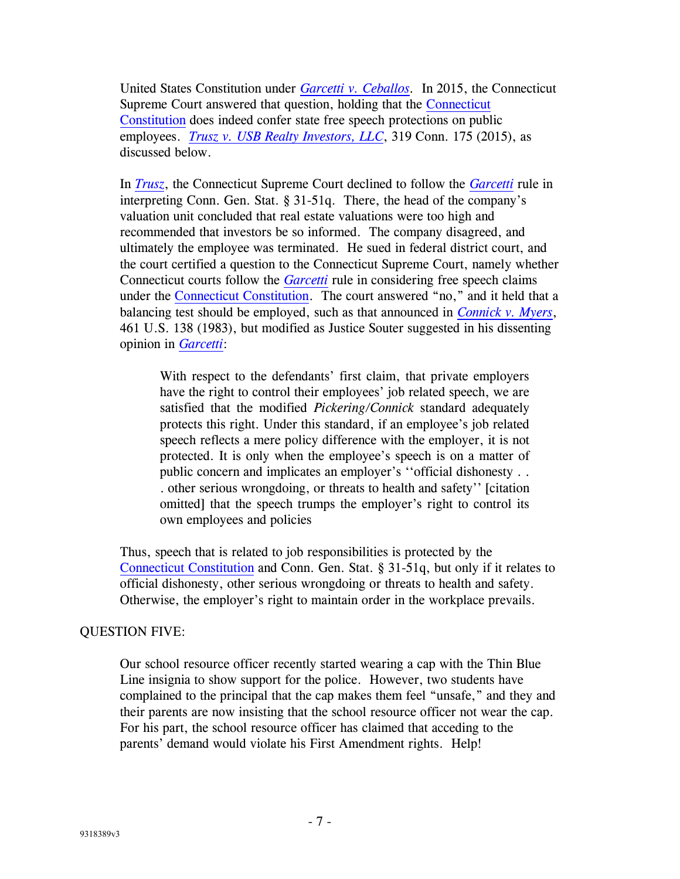United States Constitution under *Garcetti v. Ceballos*. In 2015, the Connecticut Supreme Court answered that question, holding that the Connecticut Constitution does indeed confer state free speech protections on public employees. *Trusz v. USB Realty Investors, LLC*, 319 Conn. 175 (2015), as discussed below.

In *Trusz*, the Connecticut Supreme Court declined to follow the *Garcetti* rule in interpreting Conn. Gen. Stat. § 31-51q. There, the head of the company's valuation unit concluded that real estate valuations were too high and recommended that investors be so informed. The company disagreed, and ultimately the employee was terminated. He sued in federal district court, and the court certified a question to the Connecticut Supreme Court, namely whether Connecticut courts follow the *Garcetti* rule in considering free speech claims under the Connecticut Constitution. The court answered "no," and it held that a balancing test should be employed, such as that announced in *Connick v. Myers*, 461 U.S. 138 (1983), but modified as Justice Souter suggested in his dissenting opinion in *Garcetti*:

> With respect to the defendants' first claim, that private employers have the right to control their employees' job related speech, we are satisfied that the modified *Pickering/Connick* standard adequately protects this right. Under this standard, if an employee's job related speech reflects a mere policy difference with the employer, it is not protected. It is only when the employee's speech is on a matter of public concern and implicates an employer's ''official dishonesty . . . other serious wrongdoing, or threats to health and safety'' [citation omitted] that the speech trumps the employer's right to control its own employees and policies

Thus, speech that is related to job responsibilities is protected by the Connecticut Constitution and Conn. Gen. Stat. § 31-51q, but only if it relates to official dishonesty, other serious wrongdoing or threats to health and safety. Otherwise, the employer's right to maintain order in the workplace prevails.

QUESTION FIVE:

> Our school resource officer recently started wearing a cap with the Thin Blue Line insignia to show support for the police. However, two students have complained to the principal that the cap makes them feel "unsafe," and they and their parents are now insisting that the school resource officer not wear the cap. For his part, the school resource officer has claimed that acceding to the parents' demand would violate his First Amendment rights. Help!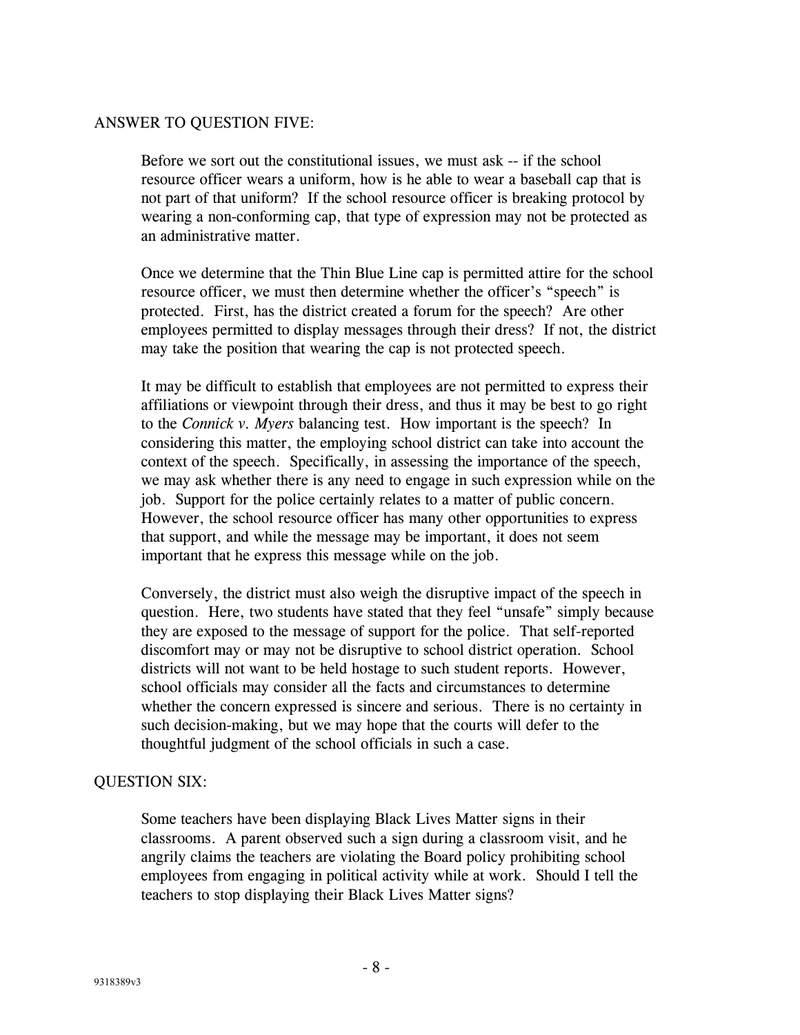ANSWER TO QUESTION FIVE:

Before we sort out the constitutional issues, we must ask -- if the school resource officer wears a uniform, how is he able to wear a baseball cap that is not part of that uniform? If the school resource officer is breaking protocol by wearing a non-conforming cap, that type of expression may not be protected as an administrative matter.

Once we determine that the Thin Blue Line cap is permitted attire for the school resource officer, we must then determine whether the officer's "speech" is protected. First, has the district created a forum for the speech? Are other employees permitted to display messages through their dress? If not, the district may take the position that wearing the cap is not protected speech.

It may be difficult to establish that employees are not permitted to express their affiliations or viewpoint through their dress, and thus it may be best to go right to the *Connick v. Myers* balancing test. How important is the speech? In considering this matter, the employing school district can take into account the context of the speech. Specifically, in assessing the importance of the speech, we may ask whether there is any need to engage in such expression while on the job. Support for the police certainly relates to a matter of public concern. However, the school resource officer has many other opportunities to express that support, and while the message may be important, it does not seem important that he express this message while on the job.

Conversely, the district must also weigh the disruptive impact of the speech in question. Here, two students have stated that they feel "unsafe" simply because they are exposed to the message of support for the police. That self-reported discomfort may or may not be disruptive to school district operation. School districts will not want to be held hostage to such student reports. However, school officials may consider all the facts and circumstances to determine whether the concern expressed is sincere and serious. There is no certainty in such decision-making, but we may hope that the courts will defer to the thoughtful judgment of the school officials in such a case.

QUESTION SIX:

Some teachers have been displaying Black Lives Matter signs in their classrooms. A parent observed such a sign during a classroom visit, and he angrily claims the teachers are violating the Board policy prohibiting school employees from engaging in political activity while at work. Should I tell the teachers to stop displaying their Black Lives Matter signs?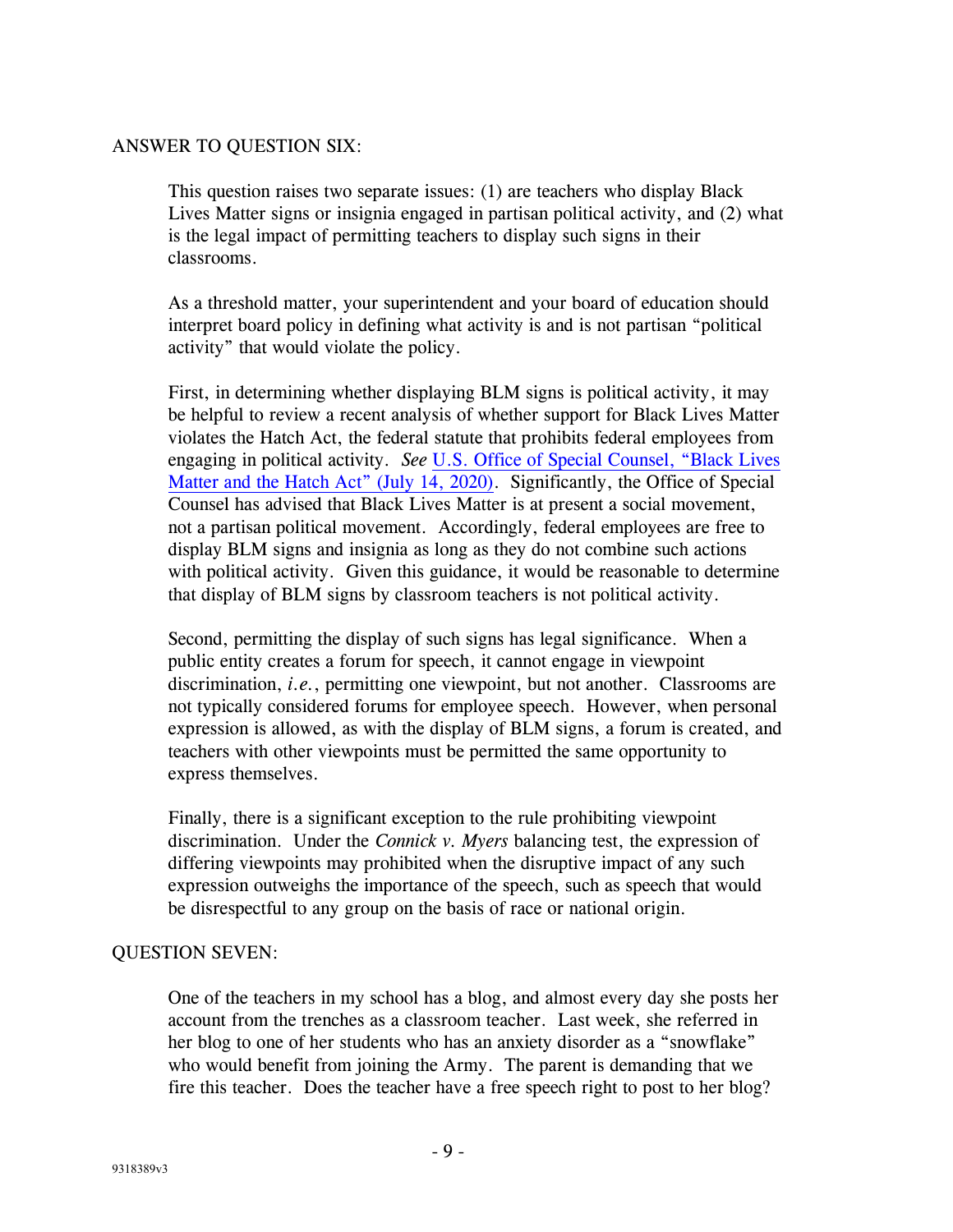ANSWER TO QUESTION SIX:

This question raises two separate issues: (1) are teachers who display Black Lives Matter signs or insignia engaged in partisan political activity, and (2) what is the legal impact of permitting teachers to display such signs in their classrooms.

As a threshold matter, your superintendent and your board of education should interpret board policy in defining what activity is and is not partisan "political activity" that would violate the policy.

First, in determining whether displaying BLM signs is political activity, it may be helpful to review a recent analysis of whether support for Black Lives Matter violates the Hatch Act, the federal statute that prohibits federal employees from engaging in political activity. *See* U.S. Office of Special Counsel, "Black Lives Matter and the Hatch Act" (July 14, 2020). Significantly, the Office of Special Counsel has advised that Black Lives Matter is at present a social movement, not a partisan political movement. Accordingly, federal employees are free to display BLM signs and insignia as long as they do not combine such actions with political activity. Given this guidance, it would be reasonable to determine that display of BLM signs by classroom teachers is not political activity.

Second, permitting the display of such signs has legal significance. When a public entity creates a forum for speech, it cannot engage in viewpoint discrimination, *i.e.*, permitting one viewpoint, but not another. Classrooms are not typically considered forums for employee speech. However, when personal expression is allowed, as with the display of BLM signs, a forum is created, and teachers with other viewpoints must be permitted the same opportunity to express themselves.

Finally, there is a significant exception to the rule prohibiting viewpoint discrimination. Under the *Connick v. Myers* balancing test, the expression of differing viewpoints may prohibited when the disruptive impact of any such expression outweighs the importance of the speech, such as speech that would be disrespectful to any group on the basis of race or national origin.

QUESTION SEVEN:

One of the teachers in my school has a blog, and almost every day she posts her account from the trenches as a classroom teacher. Last week, she referred in her blog to one of her students who has an anxiety disorder as a "snowflake" who would benefit from joining the Army. The parent is demanding that we fire this teacher. Does the teacher have a free speech right to post to her blog?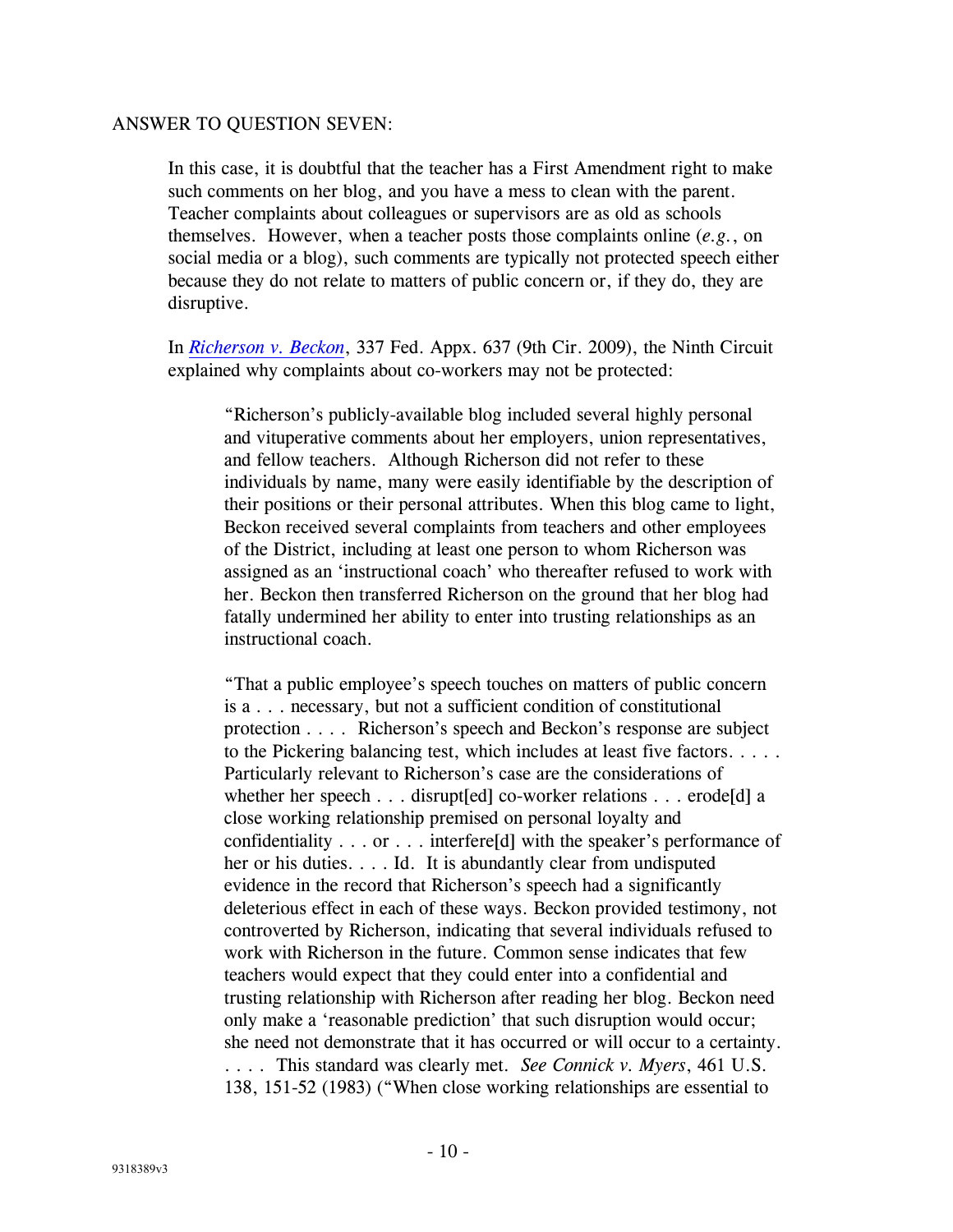ANSWER TO QUESTION SEVEN:

In this case, it is doubtful that the teacher has a First Amendment right to make such comments on her blog, and you have a mess to clean with the parent. Teacher complaints about colleagues or supervisors are as old as schools themselves. However, when a teacher posts those complaints online (*e.g.*, on social media or a blog), such comments are typically not protected speech either because they do not relate to matters of public concern or, if they do, they are disruptive.

In *Richerson v. Beckon*, 337 Fed. Appx. 637 (9th Cir. 2009), the Ninth Circuit explained why complaints about co-workers may not be protected:

> "Richerson's publicly-available blog included several highly personal and vituperative comments about her employers, union representatives, and fellow teachers. Although Richerson did not refer to these individuals by name, many were easily identifiable by the description of their positions or their personal attributes. When this blog came to light, Beckon received several complaints from teachers and other employees of the District, including at least one person to whom Richerson was assigned as an 'instructional coach' who thereafter refused to work with her. Beckon then transferred Richerson on the ground that her blog had fatally undermined her ability to enter into trusting relationships as an instructional coach.
>
> "That a public employee's speech touches on matters of public concern is a . . . necessary, but not a sufficient condition of constitutional protection . . . . Richerson's speech and Beckon's response are subject to the Pickering balancing test, which includes at least five factors. . . . . Particularly relevant to Richerson's case are the considerations of whether her speech . . . disrupt[ed] co-worker relations . . . erode[d] a close working relationship premised on personal loyalty and confidentiality . . . or . . . interfere[d] with the speaker's performance of her or his duties. . . . Id. It is abundantly clear from undisputed evidence in the record that Richerson's speech had a significantly deleterious effect in each of these ways. Beckon provided testimony, not controverted by Richerson, indicating that several individuals refused to work with Richerson in the future. Common sense indicates that few teachers would expect that they could enter into a confidential and trusting relationship with Richerson after reading her blog. Beckon need only make a 'reasonable prediction' that such disruption would occur; she need not demonstrate that it has occurred or will occur to a certainty. . . . . This standard was clearly met. *See Connick v. Myers*, 461 U.S. 138, 151-52 (1983) ("When close working relationships are essential to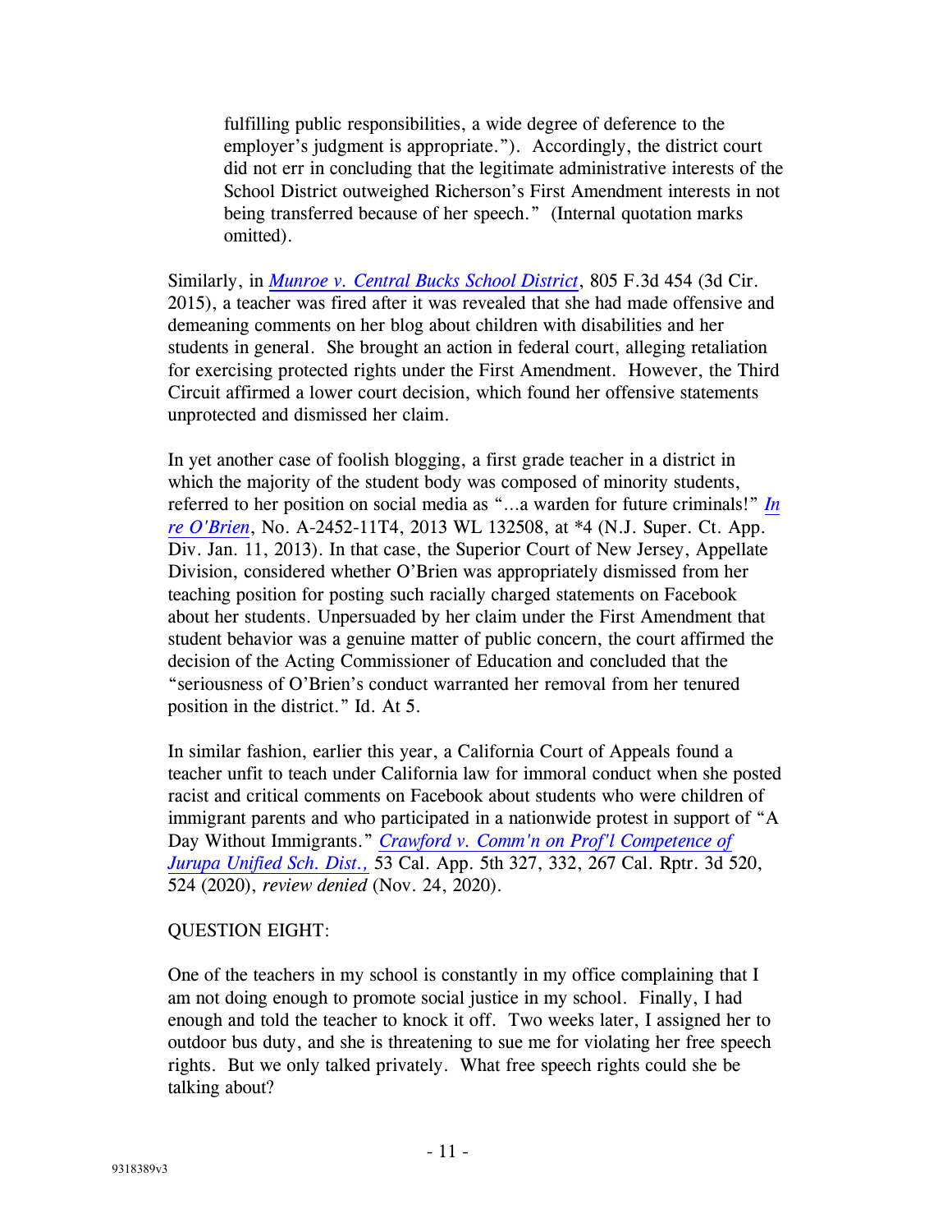> fulfilling public responsibilities, a wide degree of deference to the employer's judgment is appropriate."). Accordingly, the district court did not err in concluding that the legitimate administrative interests of the School District outweighed Richerson's First Amendment interests in not being transferred because of her speech." (Internal quotation marks omitted).

Similarly, in *Munroe v. Central Bucks School District*, 805 F.3d 454 (3d Cir. 2015), a teacher was fired after it was revealed that she had made offensive and demeaning comments on her blog about children with disabilities and her students in general. She brought an action in federal court, alleging retaliation for exercising protected rights under the First Amendment. However, the Third Circuit affirmed a lower court decision, which found her offensive statements unprotected and dismissed her claim.

In yet another case of foolish blogging, a first grade teacher in a district in which the majority of the student body was composed of minority students, referred to her position on social media as "...a warden for future criminals!" *In re O'Brien*, No. A-2452-11T4, 2013 WL 132508, at *4 (N.J. Super. Ct. App. Div. Jan. 11, 2013). In that case, the Superior Court of New Jersey, Appellate Division, considered whether O'Brien was appropriately dismissed from her teaching position for posting such racially charged statements on Facebook about her students. Unpersuaded by her claim under the First Amendment that student behavior was a genuine matter of public concern, the court affirmed the decision of the Acting Commissioner of Education and concluded that the "seriousness of O'Brien's conduct warranted her removal from her tenured position in the district." Id. At 5.

In similar fashion, earlier this year, a California Court of Appeals found a teacher unfit to teach under California law for immoral conduct when she posted racist and critical comments on Facebook about students who were children of immigrant parents and who participated in a nationwide protest in support of "A Day Without Immigrants." *Crawford v. Comm'n on Prof'l Competence of Jurupa Unified Sch. Dist.,* 53 Cal. App. 5th 327, 332, 267 Cal. Rptr. 3d 520, 524 (2020), *review denied* (Nov. 24, 2020).

QUESTION EIGHT:

One of the teachers in my school is constantly in my office complaining that I am not doing enough to promote social justice in my school. Finally, I had enough and told the teacher to knock it off. Two weeks later, I assigned her to outdoor bus duty, and she is threatening to sue me for violating her free speech rights. But we only talked privately. What free speech rights could she be talking about?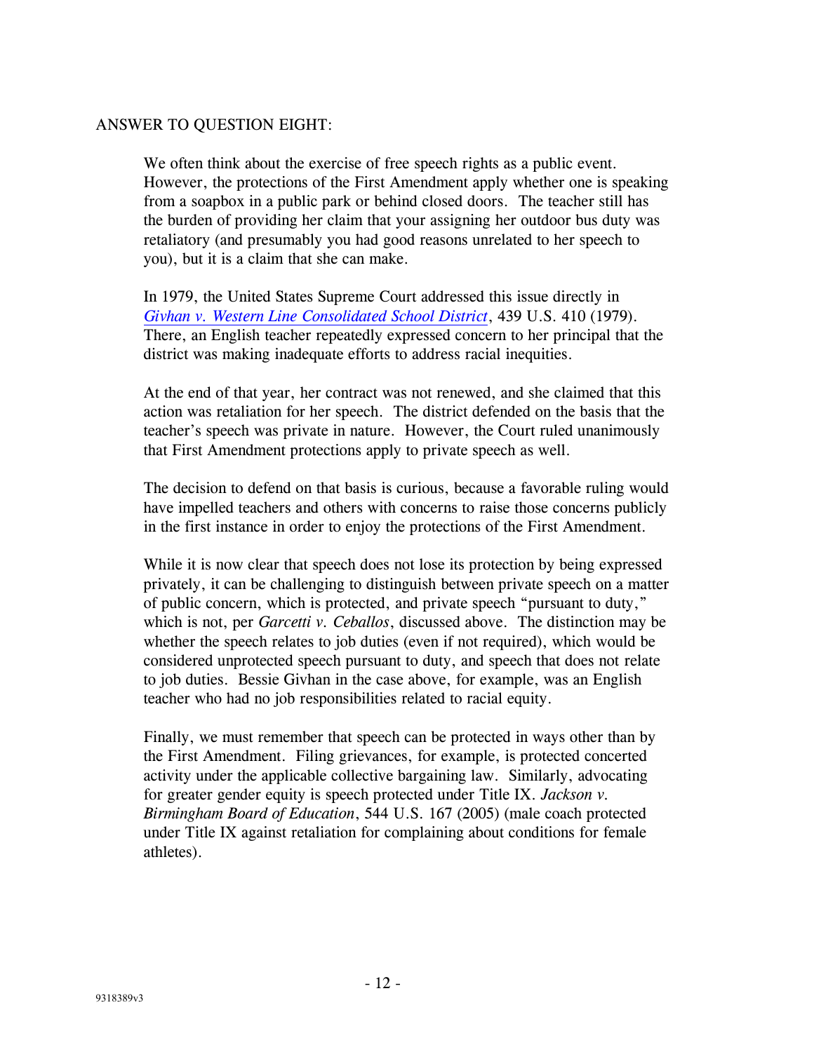ANSWER TO QUESTION EIGHT:

We often think about the exercise of free speech rights as a public event. However, the protections of the First Amendment apply whether one is speaking from a soapbox in a public park or behind closed doors. The teacher still has the burden of providing her claim that your assigning her outdoor bus duty was retaliatory (and presumably you had good reasons unrelated to her speech to you), but it is a claim that she can make.

In 1979, the United States Supreme Court addressed this issue directly in *Givhan v. Western Line Consolidated School District*, 439 U.S. 410 (1979). There, an English teacher repeatedly expressed concern to her principal that the district was making inadequate efforts to address racial inequities.

At the end of that year, her contract was not renewed, and she claimed that this action was retaliation for her speech. The district defended on the basis that the teacher's speech was private in nature. However, the Court ruled unanimously that First Amendment protections apply to private speech as well.

The decision to defend on that basis is curious, because a favorable ruling would have impelled teachers and others with concerns to raise those concerns publicly in the first instance in order to enjoy the protections of the First Amendment.

While it is now clear that speech does not lose its protection by being expressed privately, it can be challenging to distinguish between private speech on a matter of public concern, which is protected, and private speech "pursuant to duty," which is not, per *Garcetti v. Ceballos*, discussed above. The distinction may be whether the speech relates to job duties (even if not required), which would be considered unprotected speech pursuant to duty, and speech that does not relate to job duties. Bessie Givhan in the case above, for example, was an English teacher who had no job responsibilities related to racial equity.

Finally, we must remember that speech can be protected in ways other than by the First Amendment. Filing grievances, for example, is protected concerted activity under the applicable collective bargaining law. Similarly, advocating for greater gender equity is speech protected under Title IX. *Jackson v. Birmingham Board of Education*, 544 U.S. 167 (2005) (male coach protected under Title IX against retaliation for complaining about conditions for female athletes).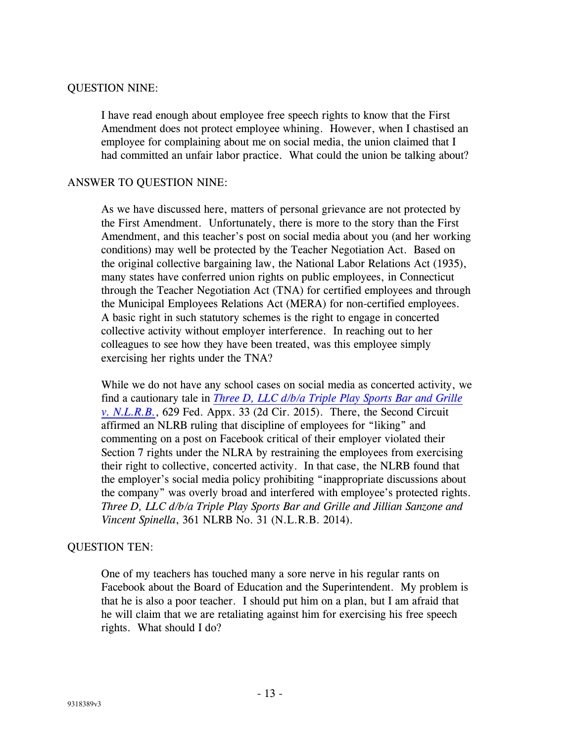QUESTION NINE:

> I have read enough about employee free speech rights to know that the First Amendment does not protect employee whining. However, when I chastised an employee for complaining about me on social media, the union claimed that I had committed an unfair labor practice. What could the union be talking about?

ANSWER TO QUESTION NINE:

> As we have discussed here, matters of personal grievance are not protected by the First Amendment. Unfortunately, there is more to the story than the First Amendment, and this teacher's post on social media about you (and her working conditions) may well be protected by the Teacher Negotiation Act. Based on the original collective bargaining law, the National Labor Relations Act (1935), many states have conferred union rights on public employees, in Connecticut through the Teacher Negotiation Act (TNA) for certified employees and through the Municipal Employees Relations Act (MERA) for non-certified employees. A basic right in such statutory schemes is the right to engage in concerted collective activity without employer interference. In reaching out to her colleagues to see how they have been treated, was this employee simply exercising her rights under the TNA?
>
> While we do not have any school cases on social media as concerted activity, we find a cautionary tale in *Three D, LLC d/b/a Triple Play Sports Bar and Grille v. N.L.R.B.*, 629 Fed. Appx. 33 (2d Cir. 2015). There, the Second Circuit affirmed an NLRB ruling that discipline of employees for "liking" and commenting on a post on Facebook critical of their employer violated their Section 7 rights under the NLRA by restraining the employees from exercising their right to collective, concerted activity. In that case, the NLRB found that the employer's social media policy prohibiting "inappropriate discussions about the company" was overly broad and interfered with employee's protected rights. *Three D, LLC d/b/a Triple Play Sports Bar and Grille and Jillian Sanzone and Vincent Spinella*, 361 NLRB No. 31 (N.L.R.B. 2014).

QUESTION TEN:

> One of my teachers has touched many a sore nerve in his regular rants on Facebook about the Board of Education and the Superintendent. My problem is that he is also a poor teacher. I should put him on a plan, but I am afraid that he will claim that we are retaliating against him for exercising his free speech rights. What should I do?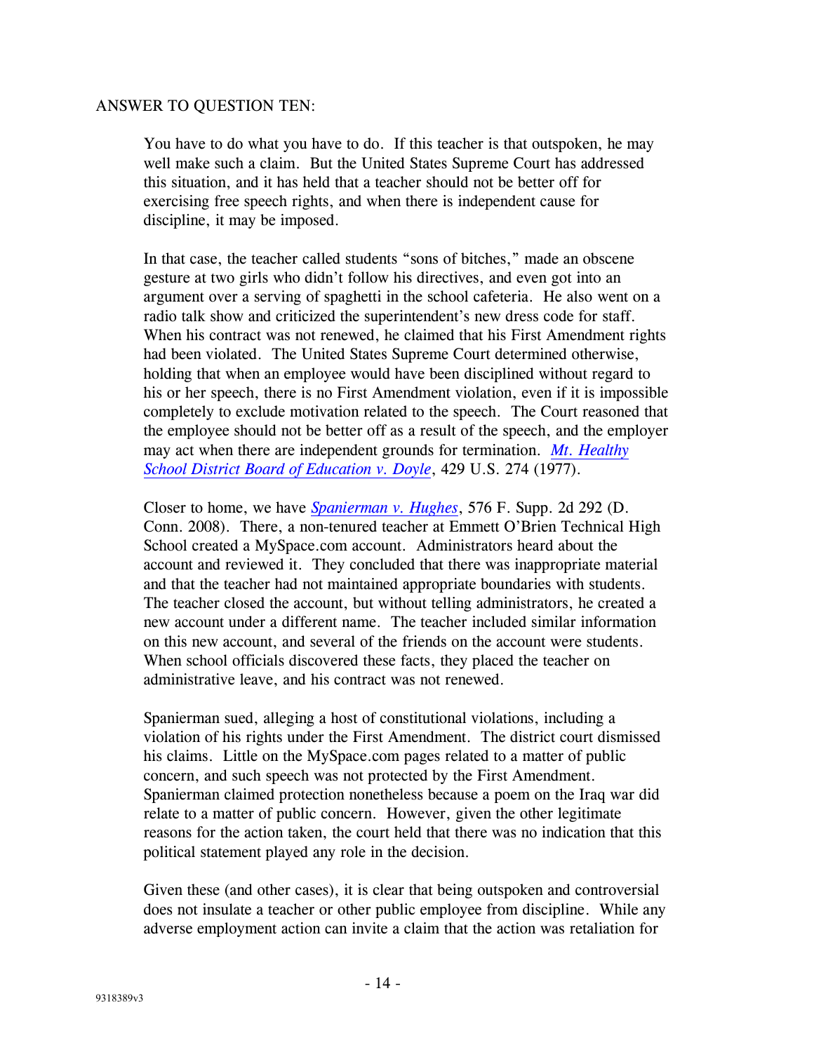ANSWER TO QUESTION TEN:

You have to do what you have to do. If this teacher is that outspoken, he may well make such a claim. But the United States Supreme Court has addressed this situation, and it has held that a teacher should not be better off for exercising free speech rights, and when there is independent cause for discipline, it may be imposed.

In that case, the teacher called students "sons of bitches," made an obscene gesture at two girls who didn't follow his directives, and even got into an argument over a serving of spaghetti in the school cafeteria. He also went on a radio talk show and criticized the superintendent's new dress code for staff. When his contract was not renewed, he claimed that his First Amendment rights had been violated. The United States Supreme Court determined otherwise, holding that when an employee would have been disciplined without regard to his or her speech, there is no First Amendment violation, even if it is impossible completely to exclude motivation related to the speech. The Court reasoned that the employee should not be better off as a result of the speech, and the employer may act when there are independent grounds for termination. *Mt. Healthy School District Board of Education v. Doyle*, 429 U.S. 274 (1977).

Closer to home, we have *Spanierman v. Hughes*, 576 F. Supp. 2d 292 (D. Conn. 2008). There, a non-tenured teacher at Emmett O'Brien Technical High School created a MySpace.com account. Administrators heard about the account and reviewed it. They concluded that there was inappropriate material and that the teacher had not maintained appropriate boundaries with students. The teacher closed the account, but without telling administrators, he created a new account under a different name. The teacher included similar information on this new account, and several of the friends on the account were students. When school officials discovered these facts, they placed the teacher on administrative leave, and his contract was not renewed.

Spanierman sued, alleging a host of constitutional violations, including a violation of his rights under the First Amendment. The district court dismissed his claims. Little on the MySpace.com pages related to a matter of public concern, and such speech was not protected by the First Amendment. Spanierman claimed protection nonetheless because a poem on the Iraq war did relate to a matter of public concern. However, given the other legitimate reasons for the action taken, the court held that there was no indication that this political statement played any role in the decision.

Given these (and other cases), it is clear that being outspoken and controversial does not insulate a teacher or other public employee from discipline. While any adverse employment action can invite a claim that the action was retaliation for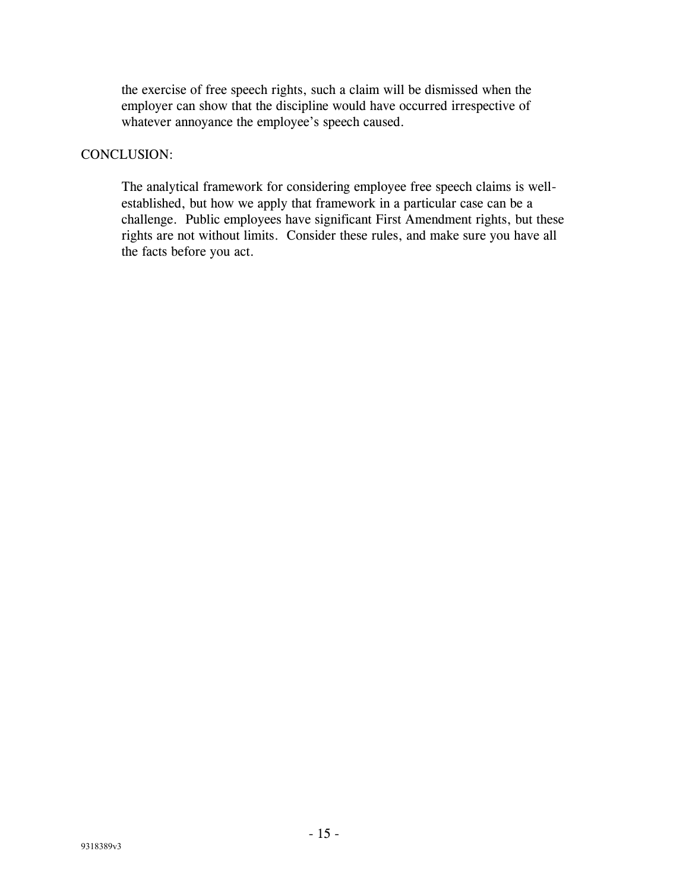the exercise of free speech rights, such a claim will be dismissed when the employer can show that the discipline would have occurred irrespective of whatever annoyance the employee's speech caused.

CONCLUSION:

The analytical framework for considering employee free speech claims is well-established, but how we apply that framework in a particular case can be a challenge. Public employees have significant First Amendment rights, but these rights are not without limits. Consider these rules, and make sure you have all the facts before you act.